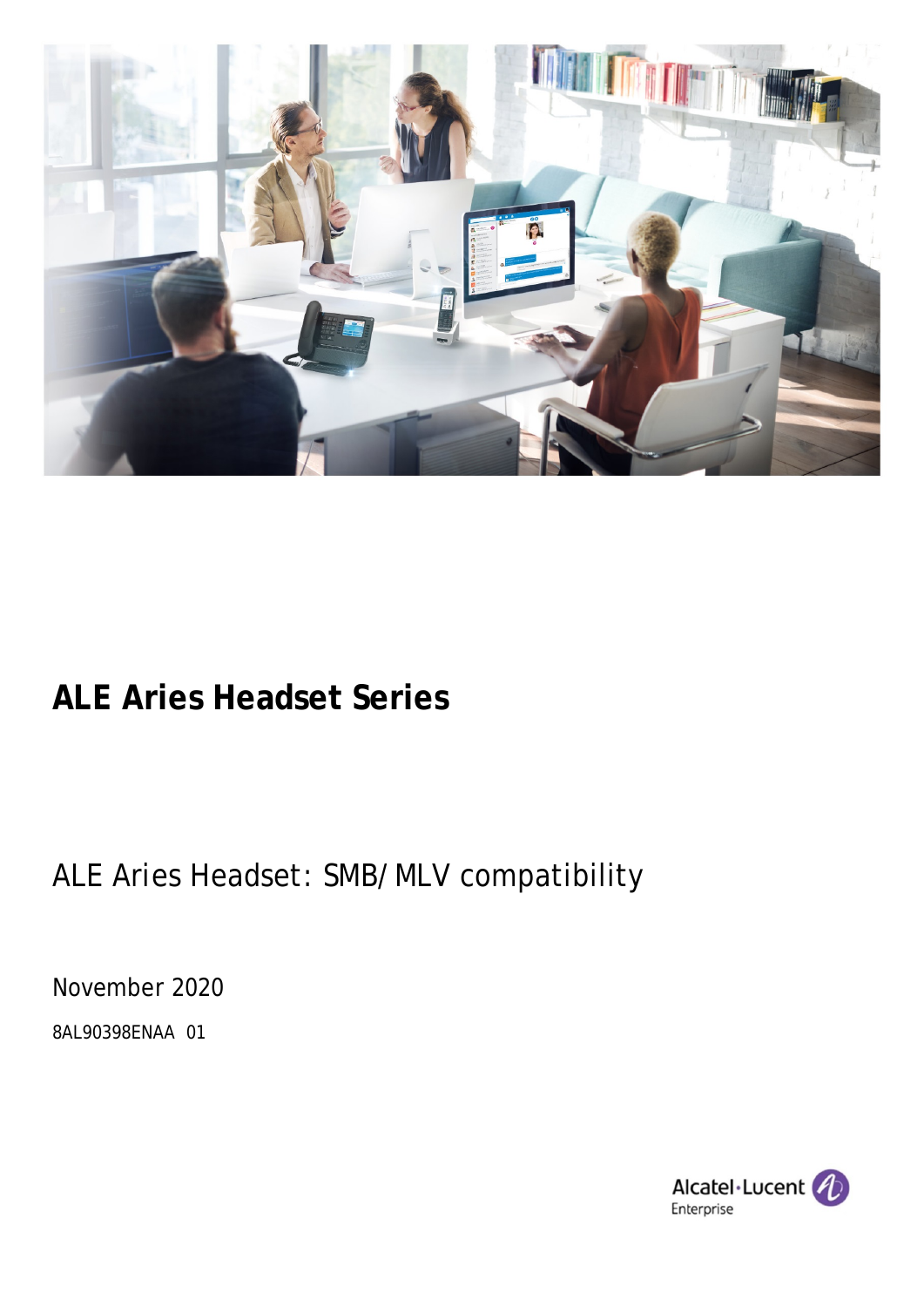# ALE Aries Headset Series

## ALE Aries Headset: SMB/ MLV compatibility

November 2020

8AL90398ENAA 01

Alcatel·Lucent Enterprise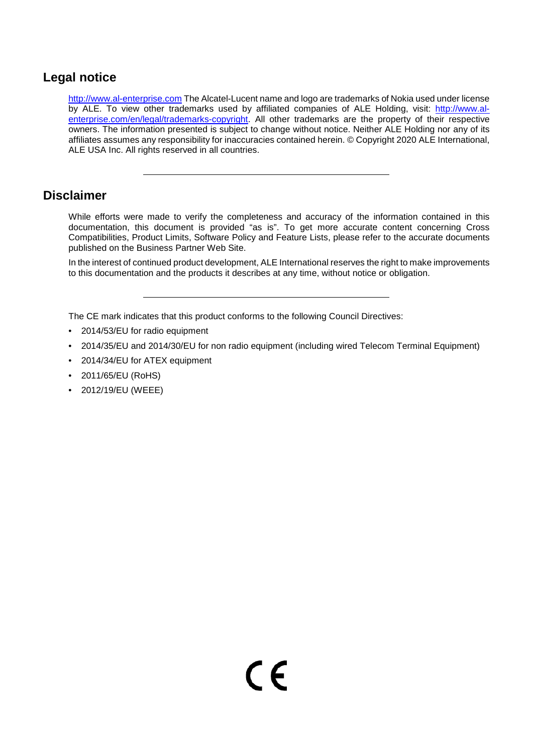## Legal notice

[http://www.al-enterprise.com](http://www.al-enterprise.com) The Alcatel-Lucent name and logo are trademarks of Nokia used under license by ALE. To view other trademarks used by affiliated companies of ALE Holding, visit: [http://www.al-enterprise.com/en/legal/trademarks-copyright](http://www.al-enterprise.com/en/legal/trademarks-copyright). All other trademarks are the property of their respective owners. The information presented is subject to change without notice. Neither ALE Holding nor any of its affiliates assumes any responsibility for inaccuracies contained herein. © Copyright 2020 ALE International, ALE USA Inc. All rights reserved in all countries.

---

## Disclaimer

While efforts were made to verify the completeness and accuracy of the information contained in this documentation, this document is provided "as is". To get more accurate content concerning Cross Compatibilities, Product Limits, Software Policy and Feature Lists, please refer to the accurate documents published on the Business Partner Web Site.

In the interest of continued product development, ALE International reserves the right to make improvements to this documentation and the products it describes at any time, without notice or obligation.

---

The CE mark indicates that this product conforms to the following Council Directives:

- 2014/53/EU for radio equipment
- 2014/35/EU and 2014/30/EU for non radio equipment (including wired Telecom Terminal Equipment)
- 2014/34/EU for ATEX equipment
- 2011/65/EU (RoHS)
- 2012/19/EU (WEEE)

CE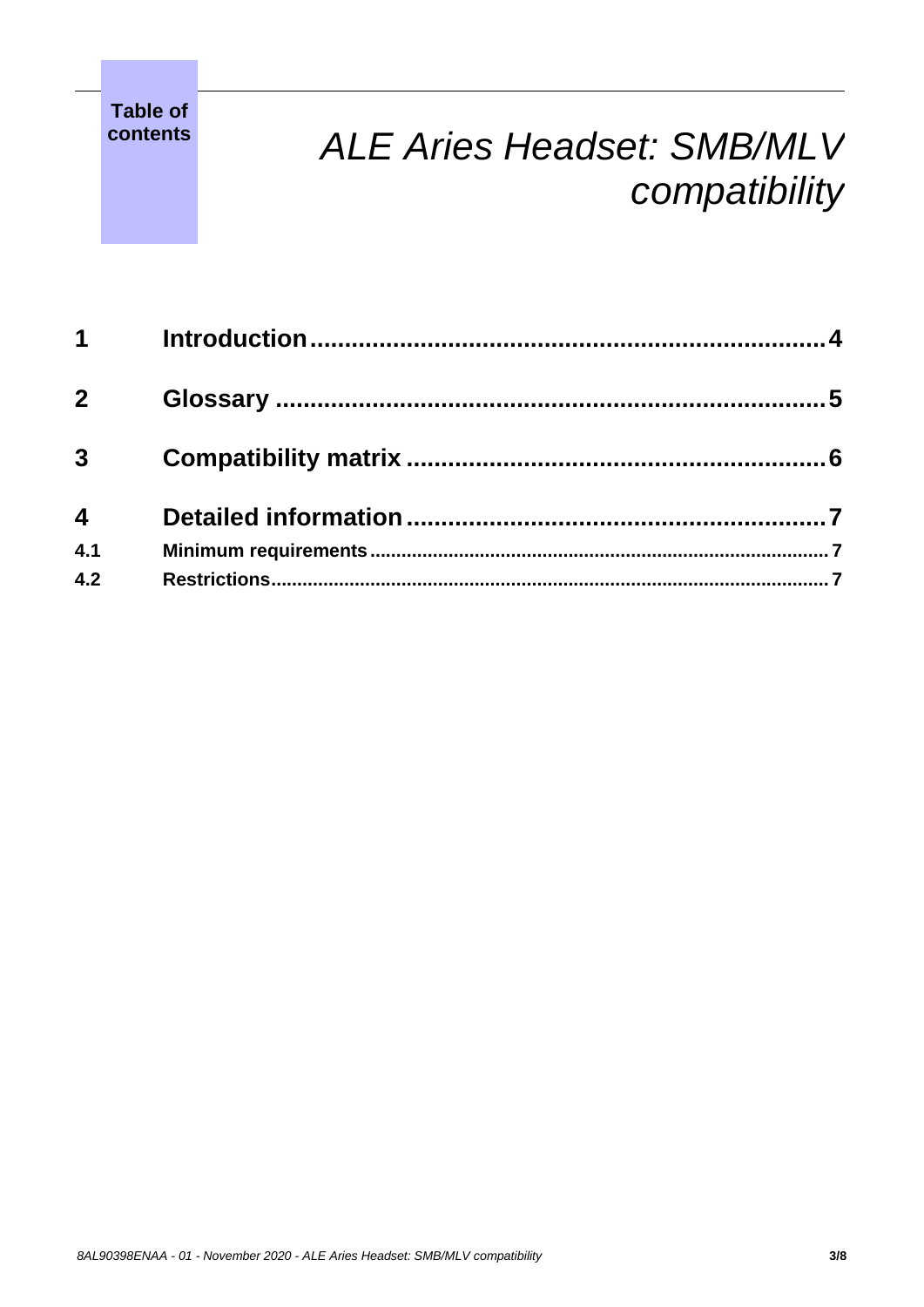**Table of contents**

# *ALE Aries Headset: SMB/MLV compatibility*

| | | |
|---|---|---|
| **1** | **Introduction** | **4** |
| **2** | **Glossary** | **5** |
| **3** | **Compatibility matrix** | **6** |
| **4** | **Detailed information** | **7** |
| **4.1** | **Minimum requirements** | **7** |
| **4.2** | **Restrictions** | **7** |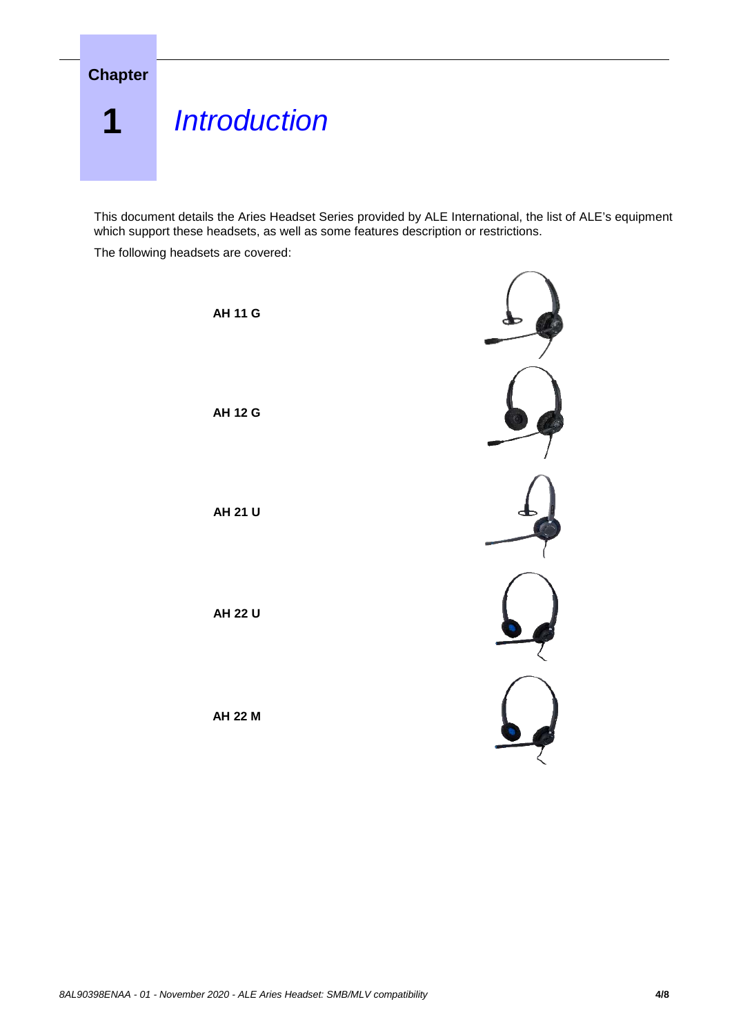# Chapter 1 Introduction

This document details the Aries Headset Series provided by ALE International, the list of ALE's equipment which support these headsets, as well as some features description or restrictions.

The following headsets are covered:

**AH 11 G**

**AH 12 G**

**AH 21 U**

**AH 22 U**

**AH 22 M**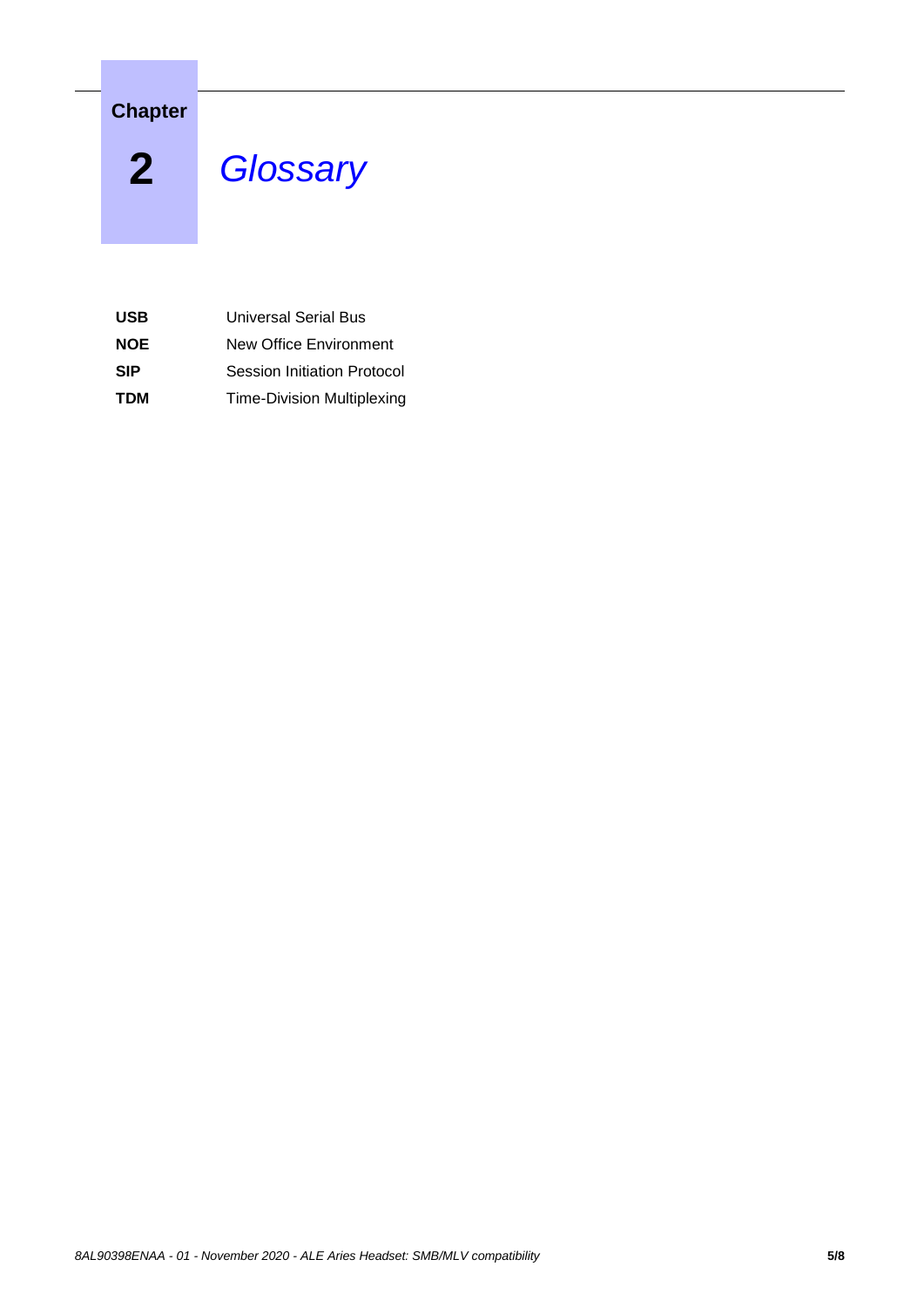# Chapter 2 Glossary

**USB** Universal Serial Bus

**NOE** New Office Environment

**SIP** Session Initiation Protocol

**TDM** Time-Division Multiplexing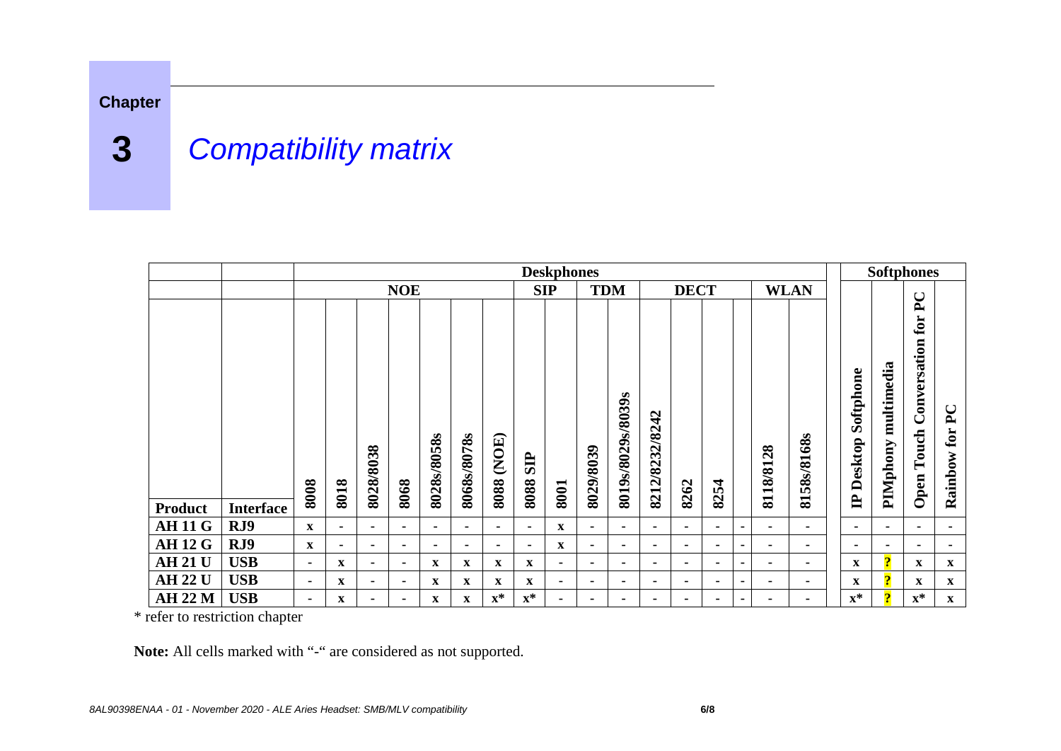# Chapter 3 Compatibility matrix

| | | Deskphones | | | | | | | | | | | | | | | | | Softphones | | | |
|---|---|---|---|---|---|---|---|---|---|---|---|---|---|---|---|---|---|---|---|---|---|---|
| | | NOE | | | | | | | SIP | | TDM | | DECT | | | | WLAN | | | | | |
| **Product** | **Interface** | **8008** | **8018** | **8028/8038** | **8068** | **8028s/8058s** | **8068s/8078s** | **8088 (NOE)** | **8088 SIP** | **8001** | **8029/8039** | **8019s/8029s/8039s** | **8212/8232/8242** | **8262** | **8254** | | **8118/8128** | **8158s/8168s** | **IP Desktop Softphone** | **PIMphony multimedia** | **Open Touch Conversation for PC** | **Rainbow for PC** |
| **AH 11 G** | **RJ9** | x | - | - | - | - | - | - | - | x | - | - | - | - | - | - | - | - | - | - | - | - |
| **AH 12 G** | **RJ9** | x | - | - | - | - | - | - | - | x | - | - | - | - | - | - | - | - | - | - | - | - |
| **AH 21 U** | **USB** | - | x | - | - | x | x | x | x | - | - | - | - | - | - | - | - | - | x | ? | x | x |
| **AH 22 U** | **USB** | - | x | - | - | x | x | x | x | - | - | - | - | - | - | - | - | - | x | ? | x | x |
| **AH 22 M** | **USB** | - | x | - | - | x | x | x* | x* | - | - | - | - | - | - | - | - | - | x* | ? | x* | x |

* refer to restriction chapter

**Note:** All cells marked with "-" are considered as not supported.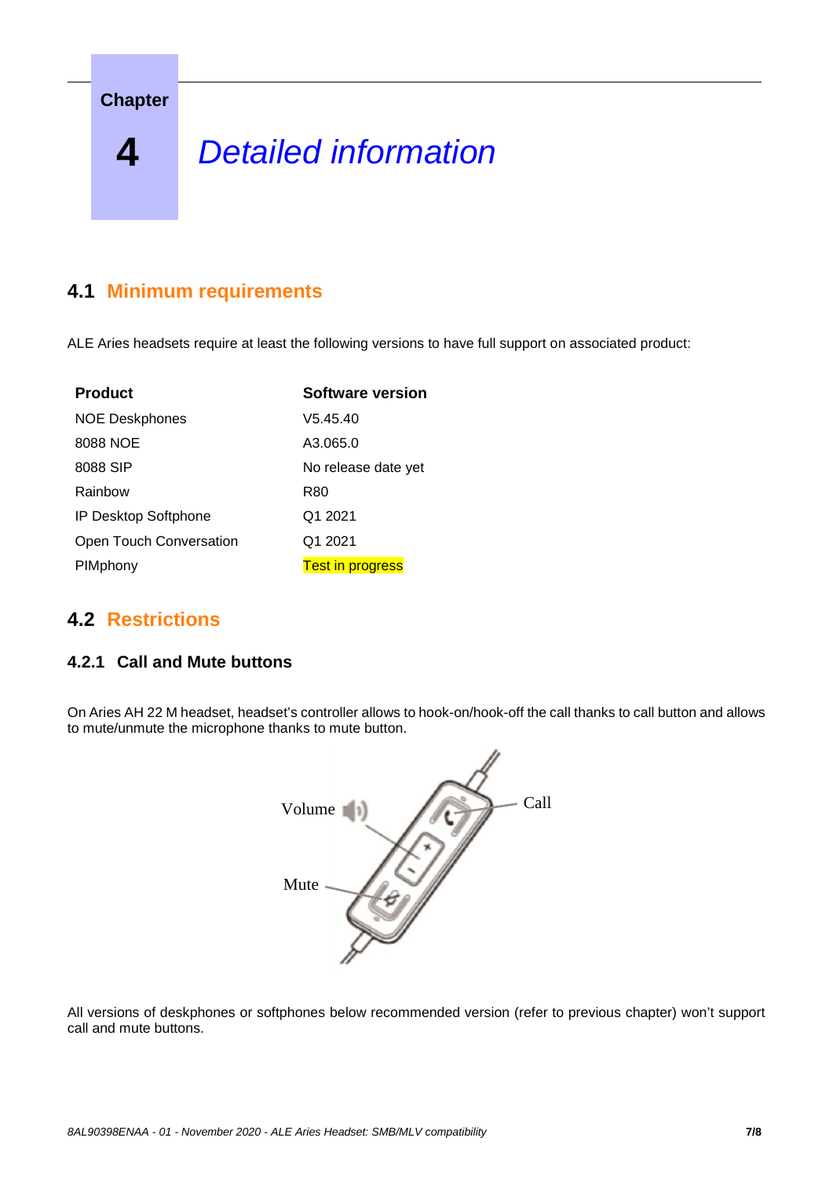# Chapter 4 Detailed information

## 4.1 Minimum requirements

ALE Aries headsets require at least the following versions to have full support on associated product:

| Product | Software version |
|---|---|
| NOE Deskphones | V5.45.40 |
| 8088 NOE | A3.065.0 |
| 8088 SIP | No release date yet |
| Rainbow | R80 |
| IP Desktop Softphone | Q1 2021 |
| Open Touch Conversation | Q1 2021 |
| PIMphony | Test in progress |

## 4.2 Restrictions

### 4.2.1 Call and Mute buttons

On Aries AH 22 M headset, headset's controller allows to hook-on/hook-off the call thanks to call button and allows to mute/unmute the microphone thanks to mute button.

All versions of deskphones or softphones below recommended version (refer to previous chapter) won't support call and mute buttons.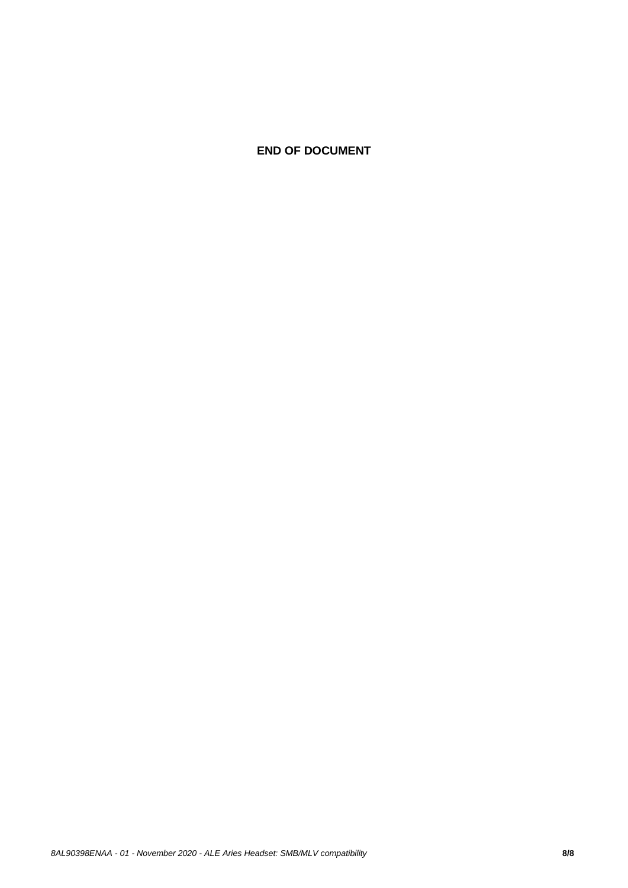**END OF DOCUMENT**